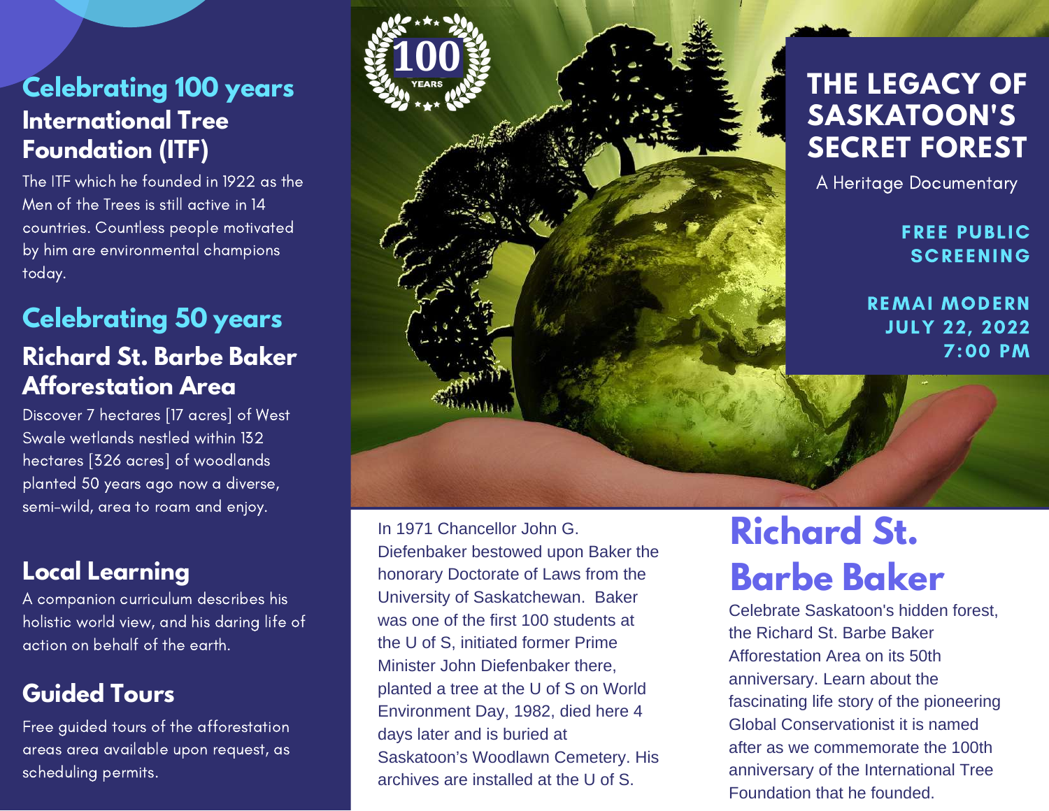## Celebrating 100 years

### International Tree Foundation (ITF)

The ITF which he founded in 1922 as the Men of the Trees is still active in 14 countries. Countless people motivated by him are environmental champions today.

## Celebrating 50 years

### Richard St. Barbe Baker Afforestation Area

Discover 7 hectares [17 acres] of West Swale wetlands nestled within 132 hectares [326 acres] of woodlands planted 50 years ago now a diverse, semi-wild, area to roam and enjoy.

### Local Learning

A companion curriculum describes his holistic world view, and his daring life of action on behalf of the earth.

### Guided Tours

Free guided tours of the afforestation areas area available upon request, as scheduling permits.

100 YEARS

# THE LEGACY OF SASKATOON'S SECRET FOREST

A Heritage Documentary

**FREE PUBLIC SCREENING**

**REMAI MODERN**
**JULY 22, 2022**
**7:00 PM**

In 1971 Chancellor John G. Diefenbaker bestowed upon Baker the honorary Doctorate of Laws from the University of Saskatchewan. Baker was one of the first 100 students at the U of S, initiated former Prime Minister John Diefenbaker there, planted a tree at the U of S on World Environment Day, 1982, died here 4 days later and is buried at Saskatoon's Woodlawn Cemetery. His archives are installed at the U of S.

## Richard St. Barbe Baker

Celebrate Saskatoon's hidden forest, the Richard St. Barbe Baker Afforestation Area on its 50th anniversary. Learn about the fascinating life story of the pioneering Global Conservationist it is named after as we commemorate the 100th anniversary of the International Tree Foundation that he founded.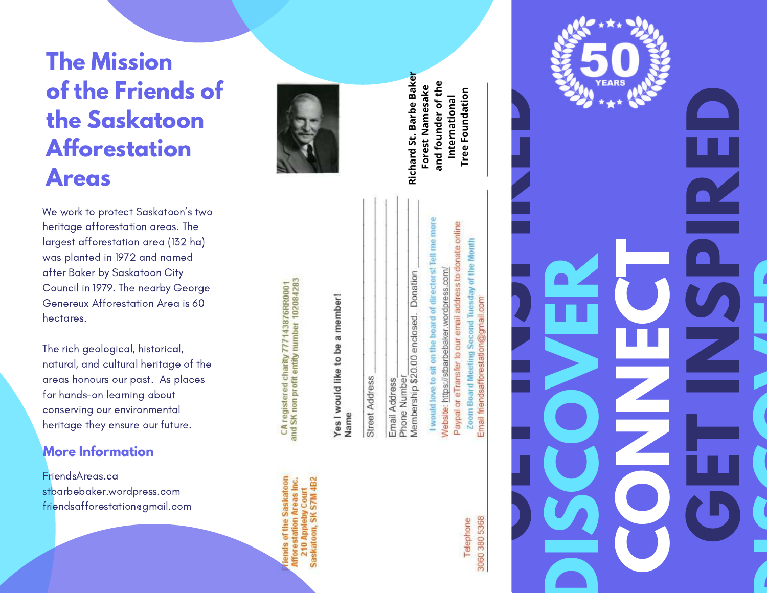# The Mission of the Friends of the Saskatoon Afforestation Areas

We work to protect Saskatoon's two heritage afforestation areas. The largest afforestation area (132 ha) was planted in 1972 and named after Baker by Saskatoon City Council in 1979. The nearby George Genereux Afforestation Area is 60 hectares.

The rich geological, historical, natural, and cultural heritage of the areas honours our past. As places for hands-on learning about conserving our environmental heritage they ensure our future.

## More Information

FriendsAreas.ca
stbarbebaker.wordpress.com
friendsafforestation@gmail.com

---

**Richard St. Barbe Baker**
**Forest Namesake and founder of the International Tree Foundation**

Friends of the Saskatoon Afforestation Areas Inc.
210 Appleby Court
Saskatoon, SK S7M 4B2

CA registered charity 777143876RR0001
and SK non profit entity number 102084283

**Yes I would like to be a member!**

Name ______________________

Street Address ______________________

Email Address ______________________

Phone Number ______________________

Membership $20.00 enclosed. Donation ________

I would love to sit on the board of directors! Tell me more

Website: https://stbarbebaker.wordpress.com/

Paypal or eTransfer to our email address to donate online

Zoom Board Meeting Second Tuesday of the Month

Email friendsafforestation@gmail.com

Telephone
3060 380 5368

---

50 YEARS

GET INSPIRED
DISCOVER
CONNECT
GET INSPIRED